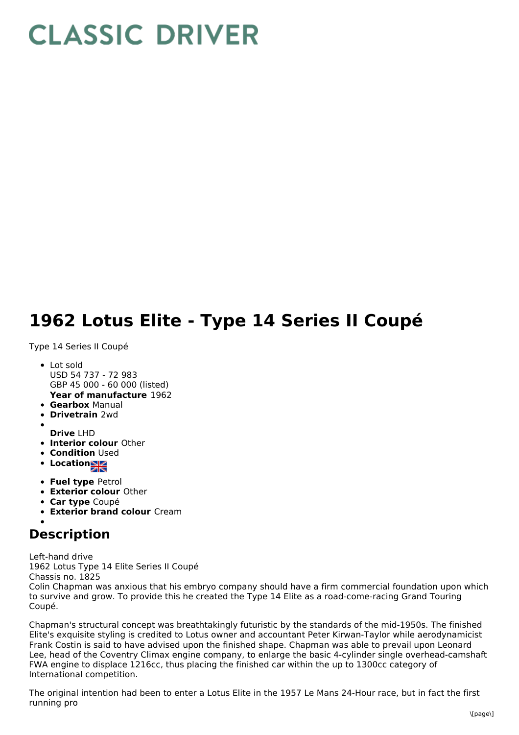# CLASSIC DRIVER

# 1962 Lotus Elite - Type 14 Series II Coupé

Type 14 Series II Coupé

- Lot sold
  USD 54 737 - 72 983
  GBP 45 000 - 60 000 (listed)
  **Year of manufacture** 1962
- **Gearbox** Manual
- **Drivetrain** 2wd
- 
  **Drive** LHD
- **Interior colour** Other
- **Condition** Used
- **Location**
- **Fuel type** Petrol
- **Exterior colour** Other
- **Car type** Coupé
- **Exterior brand colour** Cream
- 

## Description

Left-hand drive
1962 Lotus Type 14 Elite Series II Coupé
Chassis no. 1825
Colin Chapman was anxious that his embryo company should have a firm commercial foundation upon which to survive and grow. To provide this he created the Type 14 Elite as a road-come-racing Grand Touring Coupé.

Chapman's structural concept was breathtakingly futuristic by the standards of the mid-1950s. The finished Elite's exquisite styling is credited to Lotus owner and accountant Peter Kirwan-Taylor while aerodynamicist Frank Costin is said to have advised upon the finished shape. Chapman was able to prevail upon Leonard Lee, head of the Coventry Climax engine company, to enlarge the basic 4-cylinder single overhead-camshaft FWA engine to displace 1216cc, thus placing the finished car within the up to 1300cc category of International competition.

The original intention had been to enter a Lotus Elite in the 1957 Le Mans 24-Hour race, but in fact the first running pro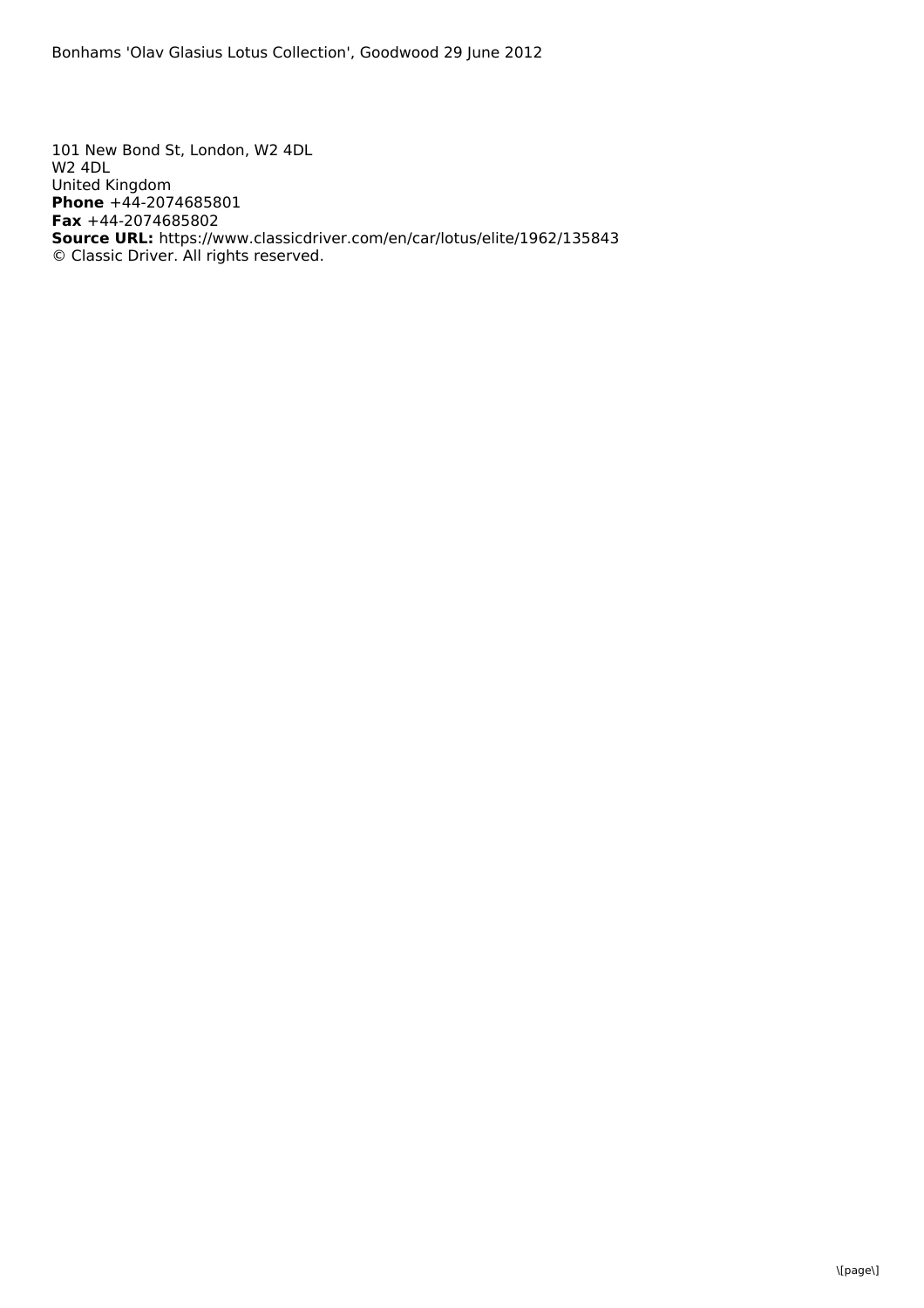Bonhams 'Olav Glasius Lotus Collection', Goodwood 29 June 2012

101 New Bond St, London, W2 4DL
W2 4DL
United Kingdom
**Phone** +44-2074685801
**Fax** +44-2074685802
**Source URL:** https://www.classicdriver.com/en/car/lotus/elite/1962/135843
© Classic Driver. All rights reserved.